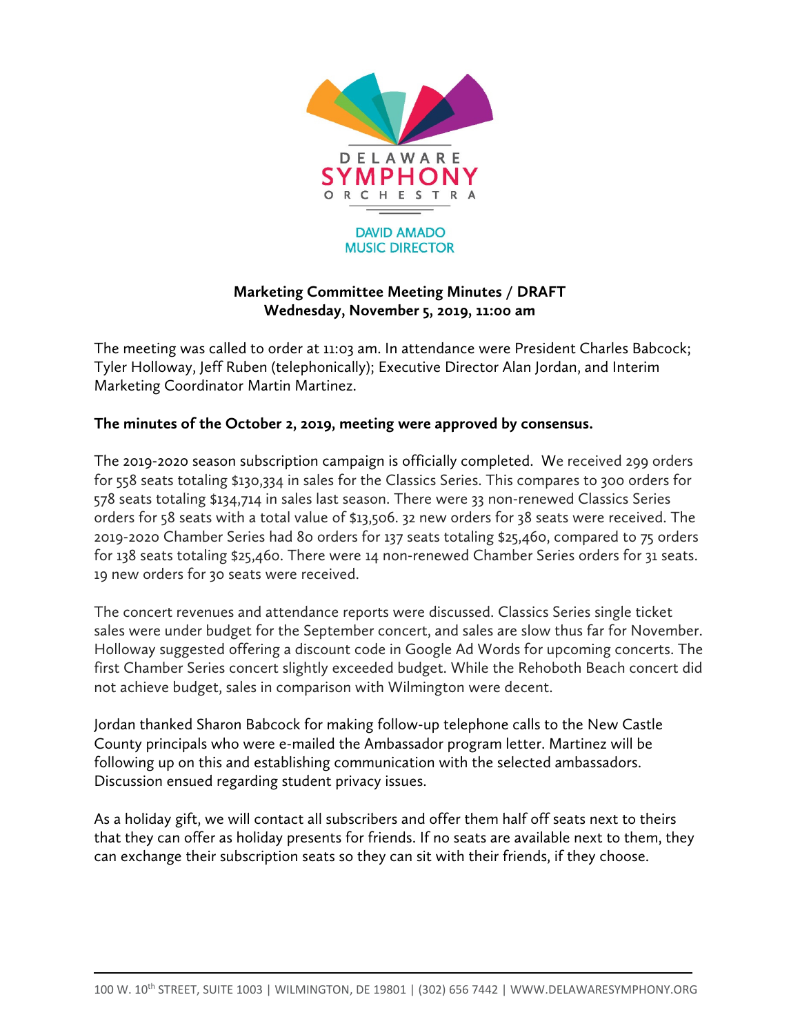DELAWARE SYMPHONY ORCHESTRA

DAVID AMADO
MUSIC DIRECTOR

**Marketing Committee Meeting Minutes / DRAFT**
**Wednesday, November 5, 2019, 11:00 am**

The meeting was called to order at 11:03 am. In attendance were President Charles Babcock; Tyler Holloway, Jeff Ruben (telephonically); Executive Director Alan Jordan, and Interim Marketing Coordinator Martin Martinez.

**The minutes of the October 2, 2019, meeting were approved by consensus.**

The 2019-2020 season subscription campaign is officially completed. We received 299 orders for 558 seats totaling $130,334 in sales for the Classics Series. This compares to 300 orders for 578 seats totaling $134,714 in sales last season. There were 33 non-renewed Classics Series orders for 58 seats with a total value of $13,506. 32 new orders for 38 seats were received. The 2019-2020 Chamber Series had 80 orders for 137 seats totaling $25,460, compared to 75 orders for 138 seats totaling $25,460. There were 14 non-renewed Chamber Series orders for 31 seats. 19 new orders for 30 seats were received.

The concert revenues and attendance reports were discussed. Classics Series single ticket sales were under budget for the September concert, and sales are slow thus far for November. Holloway suggested offering a discount code in Google Ad Words for upcoming concerts. The first Chamber Series concert slightly exceeded budget. While the Rehoboth Beach concert did not achieve budget, sales in comparison with Wilmington were decent.

Jordan thanked Sharon Babcock for making follow-up telephone calls to the New Castle County principals who were e-mailed the Ambassador program letter. Martinez will be following up on this and establishing communication with the selected ambassadors. Discussion ensued regarding student privacy issues.

As a holiday gift, we will contact all subscribers and offer them half off seats next to theirs that they can offer as holiday presents for friends. If no seats are available next to them, they can exchange their subscription seats so they can sit with their friends, if they choose.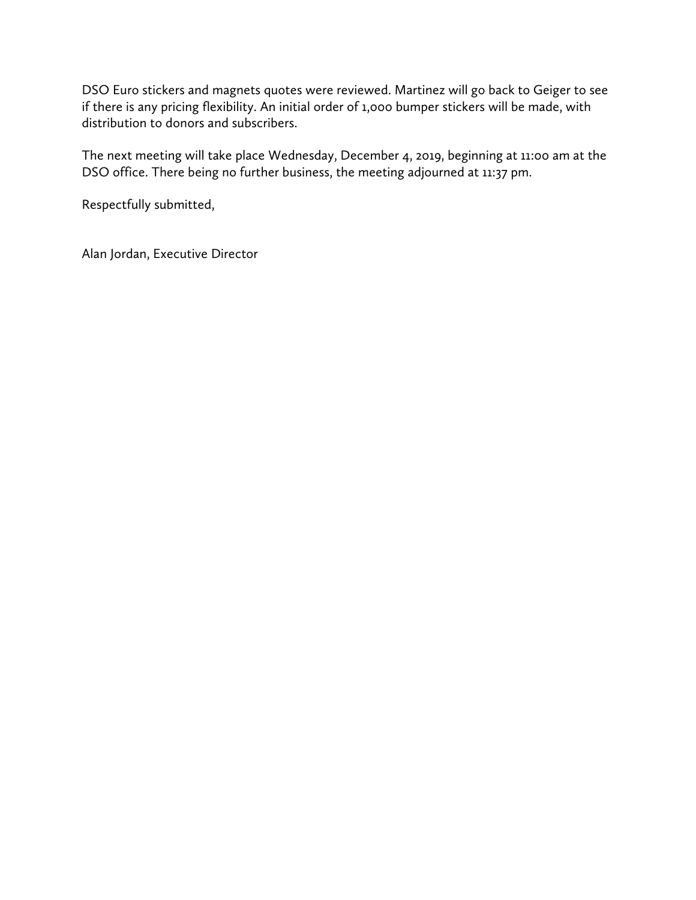DSO Euro stickers and magnets quotes were reviewed. Martinez will go back to Geiger to see if there is any pricing flexibility. An initial order of 1,000 bumper stickers will be made, with distribution to donors and subscribers.

The next meeting will take place Wednesday, December 4, 2019, beginning at 11:00 am at the DSO office. There being no further business, the meeting adjourned at 11:37 pm.

Respectfully submitted,

Alan Jordan, Executive Director